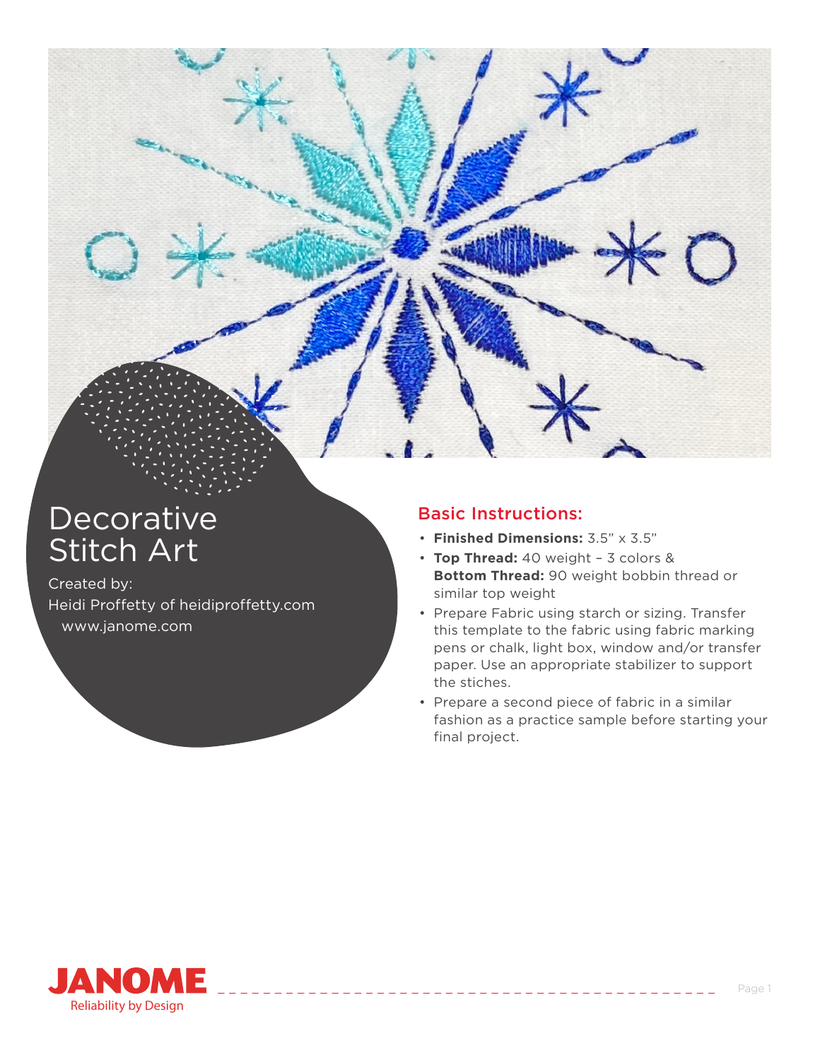# Decorative Stitch Art

Created by:
Heidi Proffetty of heidiproffetty.com
www.janome.com

## Basic Instructions:

- **Finished Dimensions:** 3.5" x 3.5"
- **Top Thread:** 40 weight – 3 colors & **Bottom Thread:** 90 weight bobbin thread or similar top weight
- Prepare Fabric using starch or sizing. Transfer this template to the fabric using fabric marking pens or chalk, light box, window and/or transfer paper. Use an appropriate stabilizer to support the stiches.
- Prepare a second piece of fabric in a similar fashion as a practice sample before starting your final project.

JANOME
Reliability by Design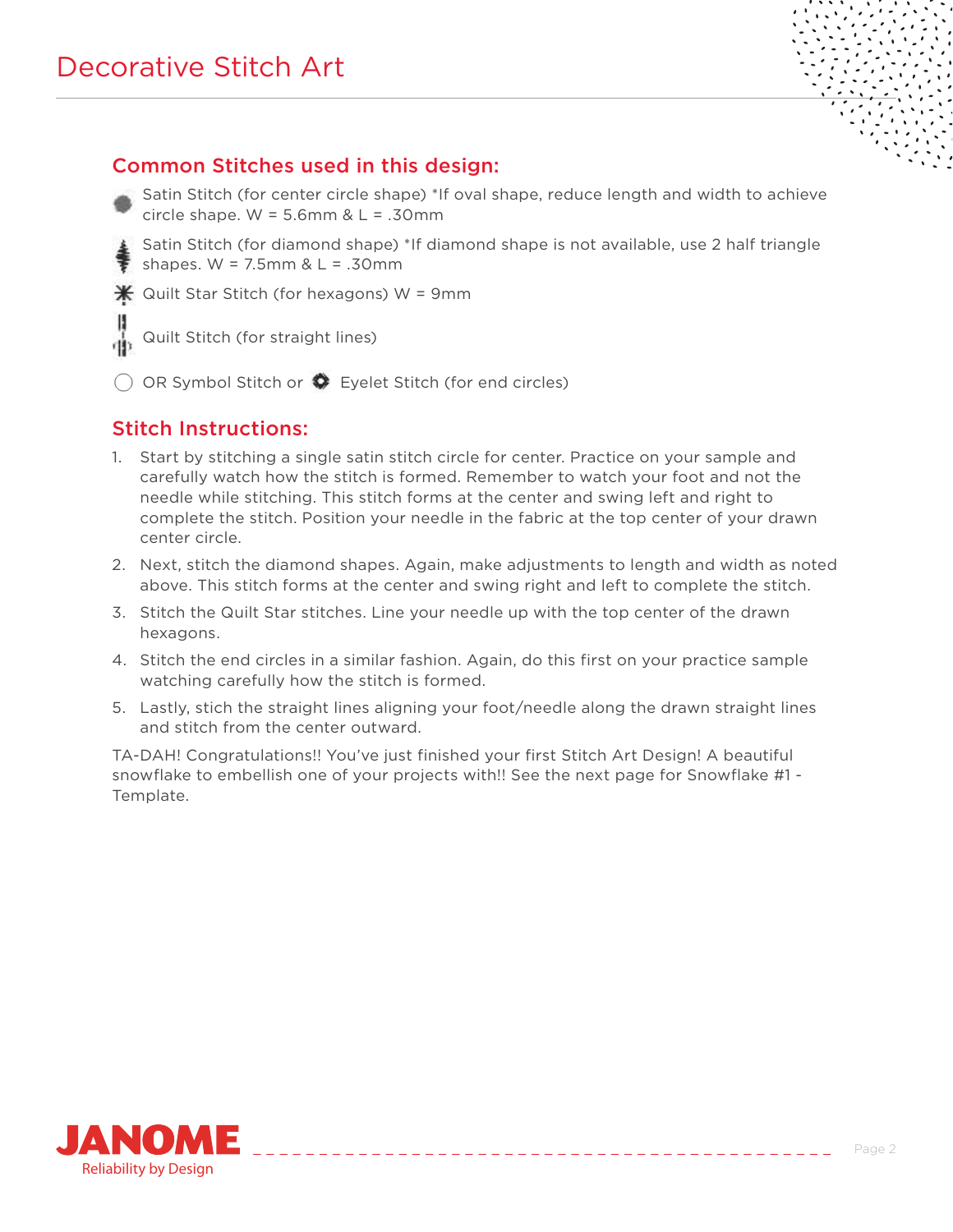# Decorative Stitch Art

## Common Stitches used in this design:

- Satin Stitch (for center circle shape) *If oval shape, reduce length and width to achieve circle shape. W = 5.6mm & L = .30mm
- Satin Stitch (for diamond shape) *If diamond shape is not available, use 2 half triangle shapes. W = 7.5mm & L = .30mm
- Quilt Star Stitch (for hexagons) W = 9mm
- Quilt Stitch (for straight lines)
- OR Symbol Stitch or Eyelet Stitch (for end circles)

## Stitch Instructions:

1. Start by stitching a single satin stitch circle for center. Practice on your sample and carefully watch how the stitch is formed. Remember to watch your foot and not the needle while stitching. This stitch forms at the center and swing left and right to complete the stitch. Position your needle in the fabric at the top center of your drawn center circle.
2. Next, stitch the diamond shapes. Again, make adjustments to length and width as noted above. This stitch forms at the center and swing right and left to complete the stitch.
3. Stitch the Quilt Star stitches. Line your needle up with the top center of the drawn hexagons.
4. Stitch the end circles in a similar fashion. Again, do this first on your practice sample watching carefully how the stitch is formed.
5. Lastly, stich the straight lines aligning your foot/needle along the drawn straight lines and stitch from the center outward.

TA-DAH! Congratulations!! You've just finished your first Stitch Art Design! A beautiful snowflake to embellish one of your projects with!! See the next page for Snowflake #1 - Template.

JANOME
Reliability by Design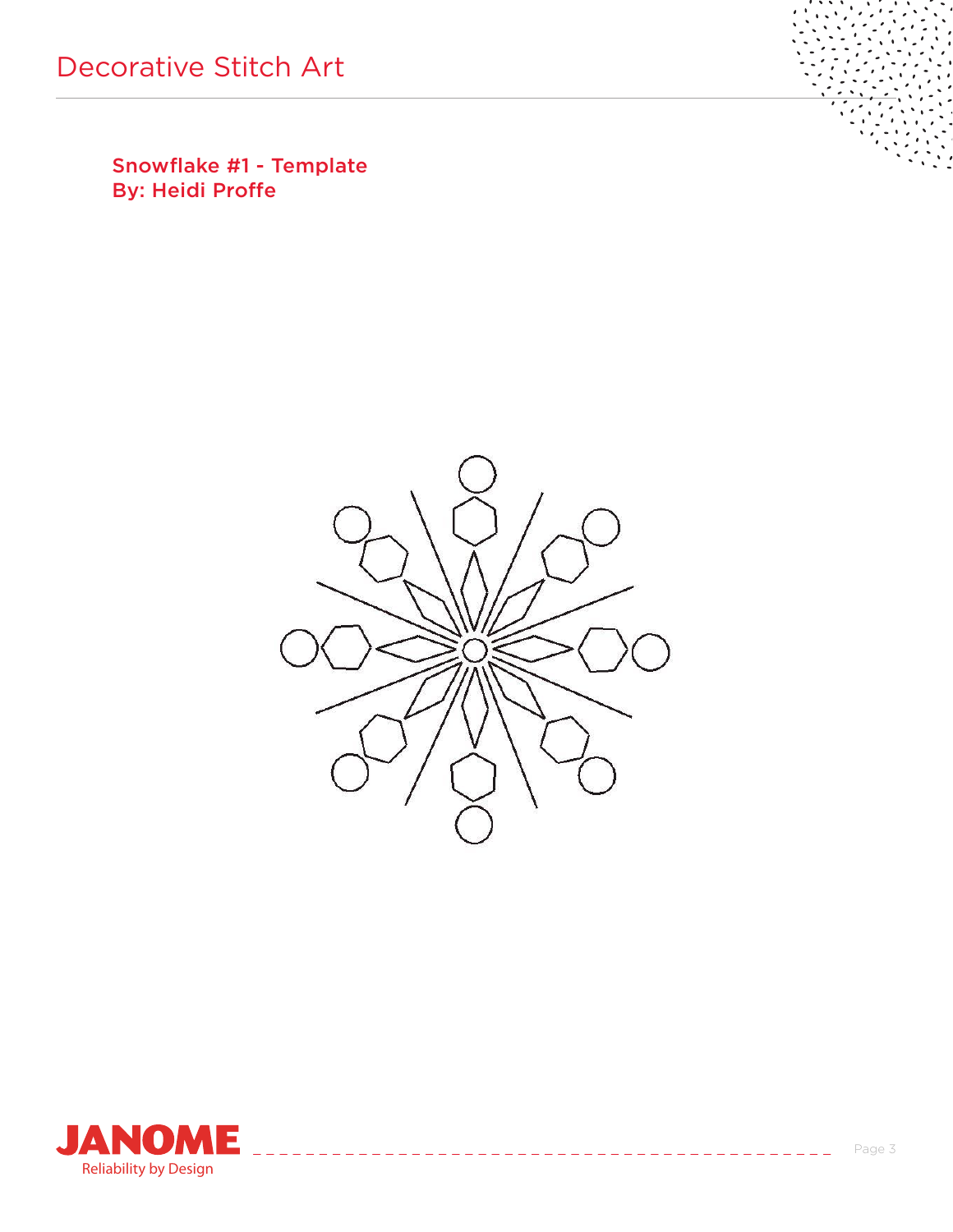## Snowflake #1 - Template
**By: Heidi Proffe**